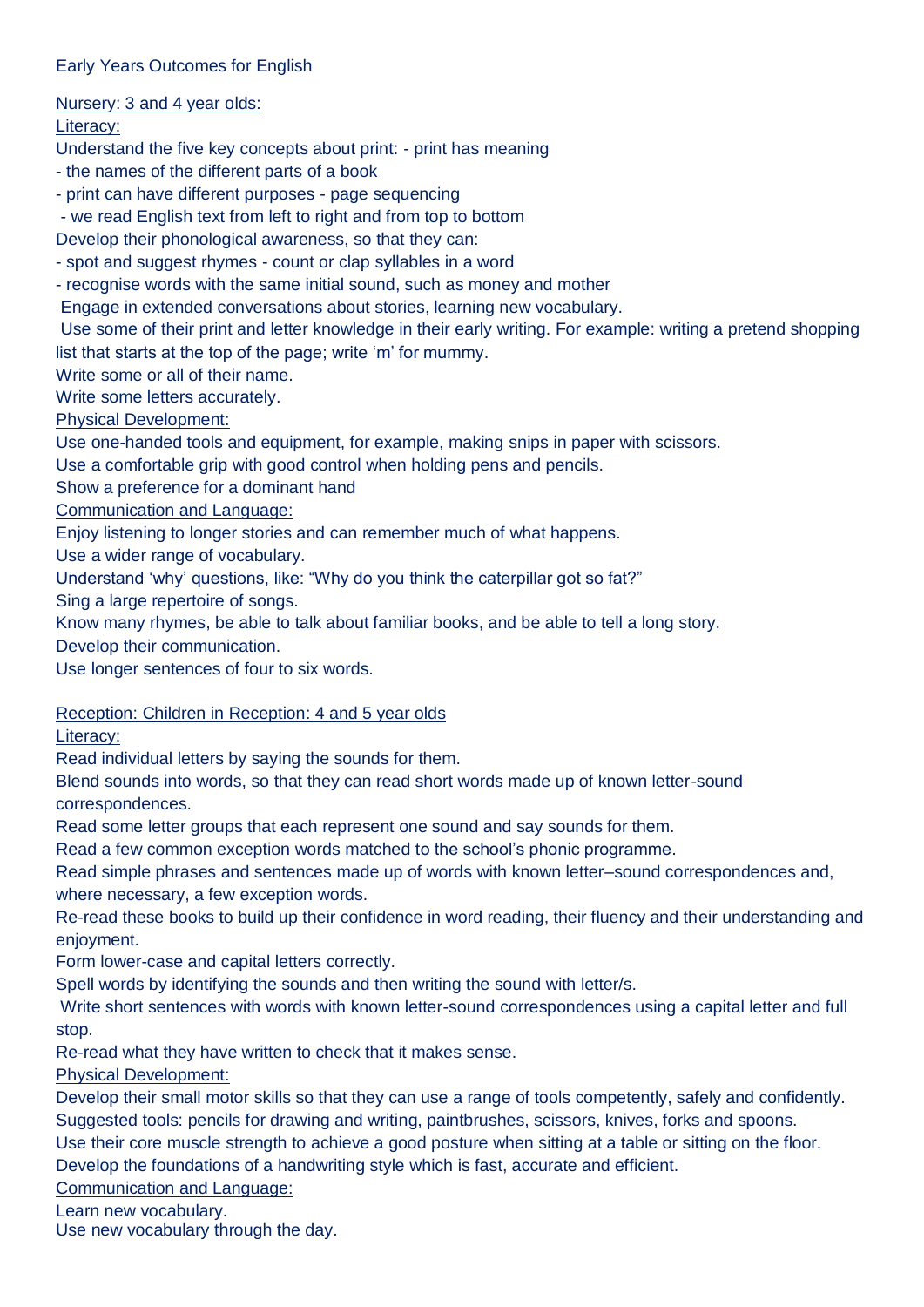Early Years Outcomes for English

<u>Nursery: 3 and 4 year olds:</u>

<u>Literacy:</u>

Understand the five key concepts about print: - print has meaning

- the names of the different parts of a book
- print can have different purposes - page sequencing
- we read English text from left to right and from top to bottom

Develop their phonological awareness, so that they can:

- spot and suggest rhymes - count or clap syllables in a word
- recognise words with the same initial sound, such as money and mother

Engage in extended conversations about stories, learning new vocabulary.

Use some of their print and letter knowledge in their early writing. For example: writing a pretend shopping list that starts at the top of the page; write 'm' for mummy.

Write some or all of their name.

Write some letters accurately.

<u>Physical Development:</u>

Use one-handed tools and equipment, for example, making snips in paper with scissors.

Use a comfortable grip with good control when holding pens and pencils.

Show a preference for a dominant hand

<u>Communication and Language:</u>

Enjoy listening to longer stories and can remember much of what happens.

Use a wider range of vocabulary.

Understand 'why' questions, like: "Why do you think the caterpillar got so fat?"

Sing a large repertoire of songs.

Know many rhymes, be able to talk about familiar books, and be able to tell a long story.

Develop their communication.

Use longer sentences of four to six words.

<u>Reception: Children in Reception: 4 and 5 year olds</u>

<u>Literacy:</u>

Read individual letters by saying the sounds for them.

Blend sounds into words, so that they can read short words made up of known letter-sound correspondences.

Read some letter groups that each represent one sound and say sounds for them.

Read a few common exception words matched to the school's phonic programme.

Read simple phrases and sentences made up of words with known letter–sound correspondences and, where necessary, a few exception words.

Re-read these books to build up their confidence in word reading, their fluency and their understanding and enjoyment.

Form lower-case and capital letters correctly.

Spell words by identifying the sounds and then writing the sound with letter/s.

Write short sentences with words with known letter-sound correspondences using a capital letter and full stop.

Re-read what they have written to check that it makes sense.

<u>Physical Development:</u>

Develop their small motor skills so that they can use a range of tools competently, safely and confidently. Suggested tools: pencils for drawing and writing, paintbrushes, scissors, knives, forks and spoons.

Use their core muscle strength to achieve a good posture when sitting at a table or sitting on the floor.

Develop the foundations of a handwriting style which is fast, accurate and efficient.

<u>Communication and Language:</u>

Learn new vocabulary.

Use new vocabulary through the day.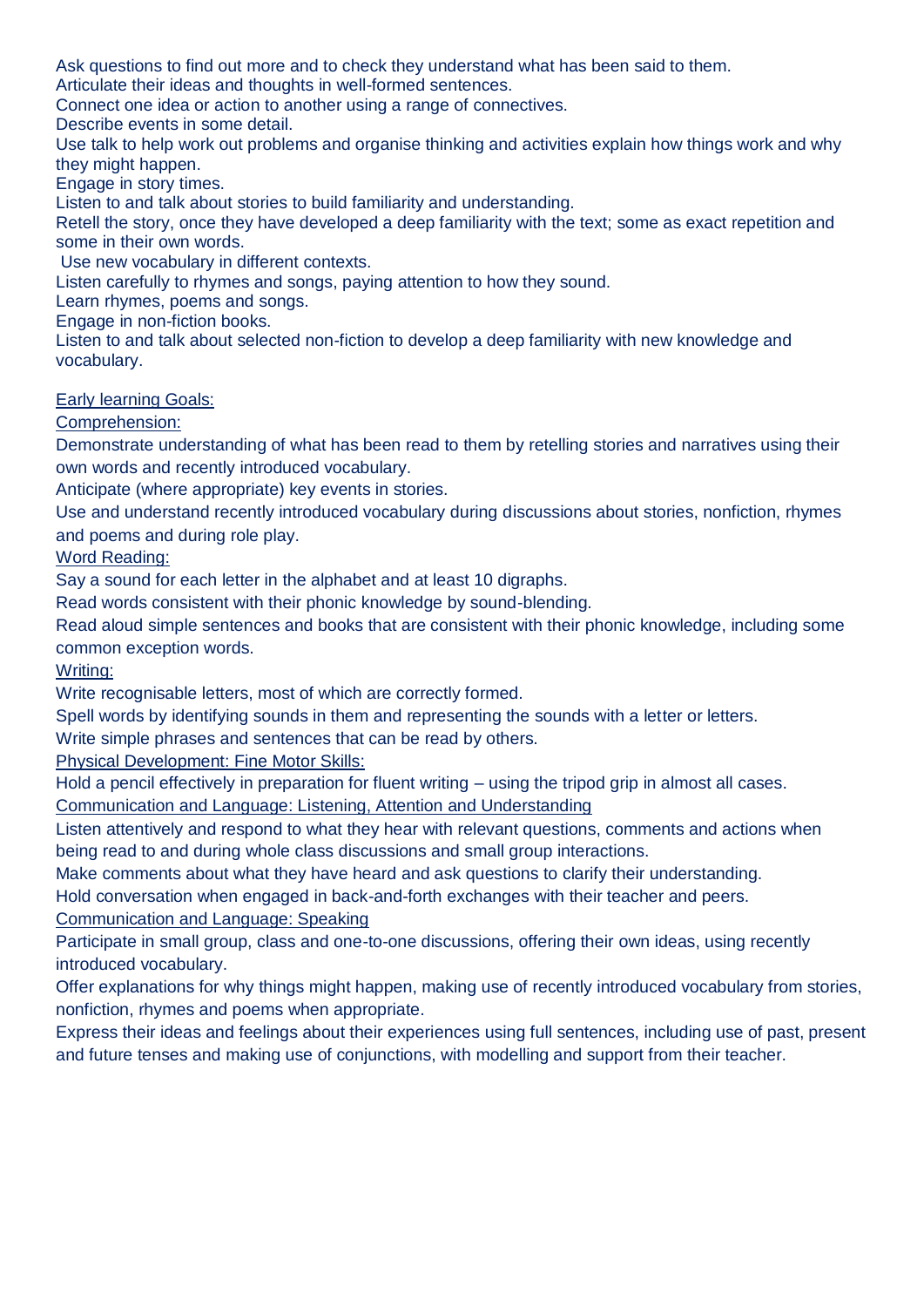Ask questions to find out more and to check they understand what has been said to them.
Articulate their ideas and thoughts in well-formed sentences.
Connect one idea or action to another using a range of connectives.
Describe events in some detail.
Use talk to help work out problems and organise thinking and activities explain how things work and why they might happen.
Engage in story times.
Listen to and talk about stories to build familiarity and understanding.
Retell the story, once they have developed a deep familiarity with the text; some as exact repetition and some in their own words.
Use new vocabulary in different contexts.
Listen carefully to rhymes and songs, paying attention to how they sound.
Learn rhymes, poems and songs.
Engage in non-fiction books.
Listen to and talk about selected non-fiction to develop a deep familiarity with new knowledge and vocabulary.

Early learning Goals:

Comprehension:

Demonstrate understanding of what has been read to them by retelling stories and narratives using their own words and recently introduced vocabulary.
Anticipate (where appropriate) key events in stories.
Use and understand recently introduced vocabulary during discussions about stories, nonfiction, rhymes and poems and during role play.

Word Reading:

Say a sound for each letter in the alphabet and at least 10 digraphs.
Read words consistent with their phonic knowledge by sound-blending.
Read aloud simple sentences and books that are consistent with their phonic knowledge, including some common exception words.

Writing:

Write recognisable letters, most of which are correctly formed.
Spell words by identifying sounds in them and representing the sounds with a letter or letters.
Write simple phrases and sentences that can be read by others.

Physical Development: Fine Motor Skills:

Hold a pencil effectively in preparation for fluent writing – using the tripod grip in almost all cases.

Communication and Language: Listening, Attention and Understanding

Listen attentively and respond to what they hear with relevant questions, comments and actions when being read to and during whole class discussions and small group interactions.
Make comments about what they have heard and ask questions to clarify their understanding.
Hold conversation when engaged in back-and-forth exchanges with their teacher and peers.

Communication and Language: Speaking

Participate in small group, class and one-to-one discussions, offering their own ideas, using recently introduced vocabulary.
Offer explanations for why things might happen, making use of recently introduced vocabulary from stories, nonfiction, rhymes and poems when appropriate.
Express their ideas and feelings about their experiences using full sentences, including use of past, present and future tenses and making use of conjunctions, with modelling and support from their teacher.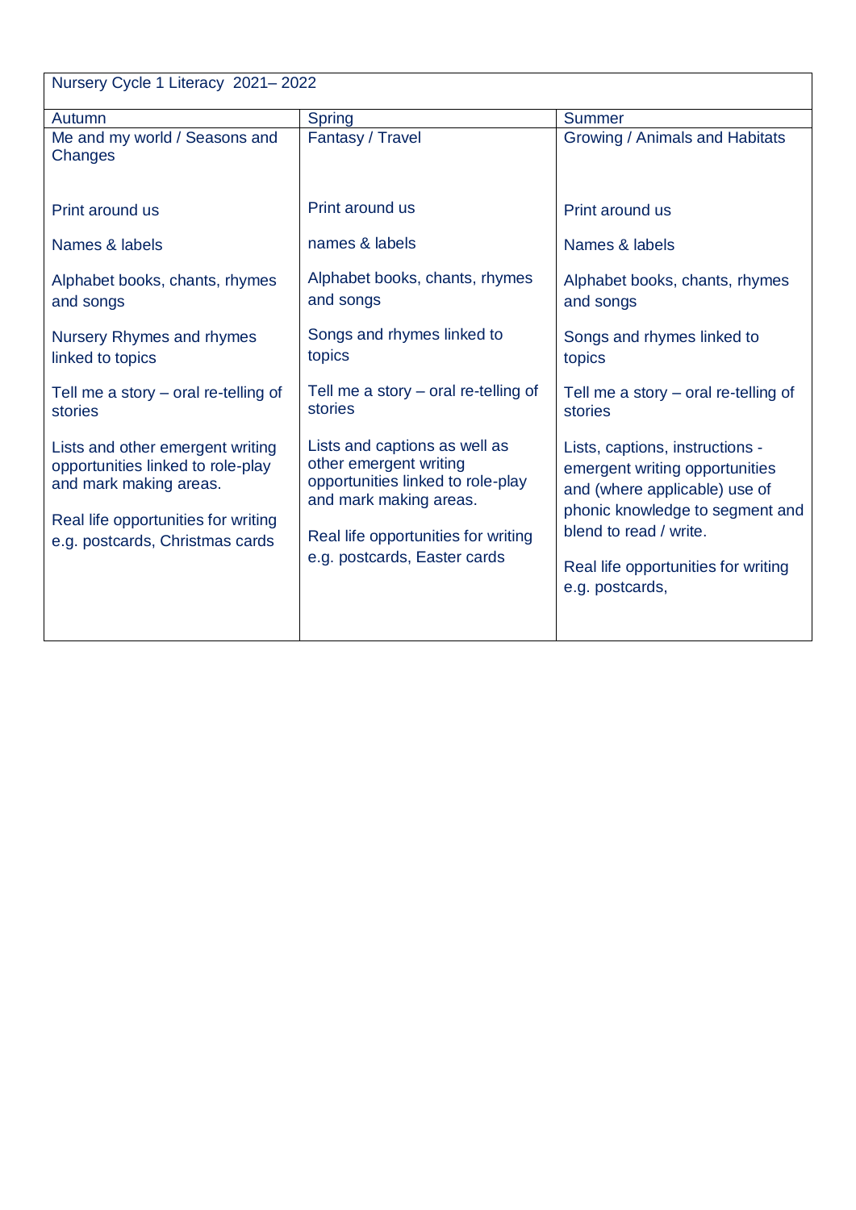| Nursery Cycle 1 Literacy 2021– 2022 | | |
|---|---|---|
| Autumn | Spring | Summer |
| Me and my world / Seasons and Changes<br><br>Print around us<br><br>Names & labels<br><br>Alphabet books, chants, rhymes and songs<br><br>Nursery Rhymes and rhymes linked to topics<br><br>Tell me a story – oral re-telling of stories<br><br>Lists and other emergent writing opportunities linked to role-play and mark making areas.<br><br>Real life opportunities for writing e.g. postcards, Christmas cards | Fantasy / Travel<br><br>Print around us<br><br>names & labels<br><br>Alphabet books, chants, rhymes and songs<br><br>Songs and rhymes linked to topics<br><br>Tell me a story – oral re-telling of stories<br><br>Lists and captions as well as other emergent writing opportunities linked to role-play and mark making areas.<br><br>Real life opportunities for writing e.g. postcards, Easter cards | Growing / Animals and Habitats<br><br>Print around us<br><br>Names & labels<br><br>Alphabet books, chants, rhymes and songs<br><br>Songs and rhymes linked to topics<br><br>Tell me a story – oral re-telling of stories<br><br>Lists, captions, instructions - emergent writing opportunities and (where applicable) use of phonic knowledge to segment and blend to read / write.<br><br>Real life opportunities for writing e.g. postcards, |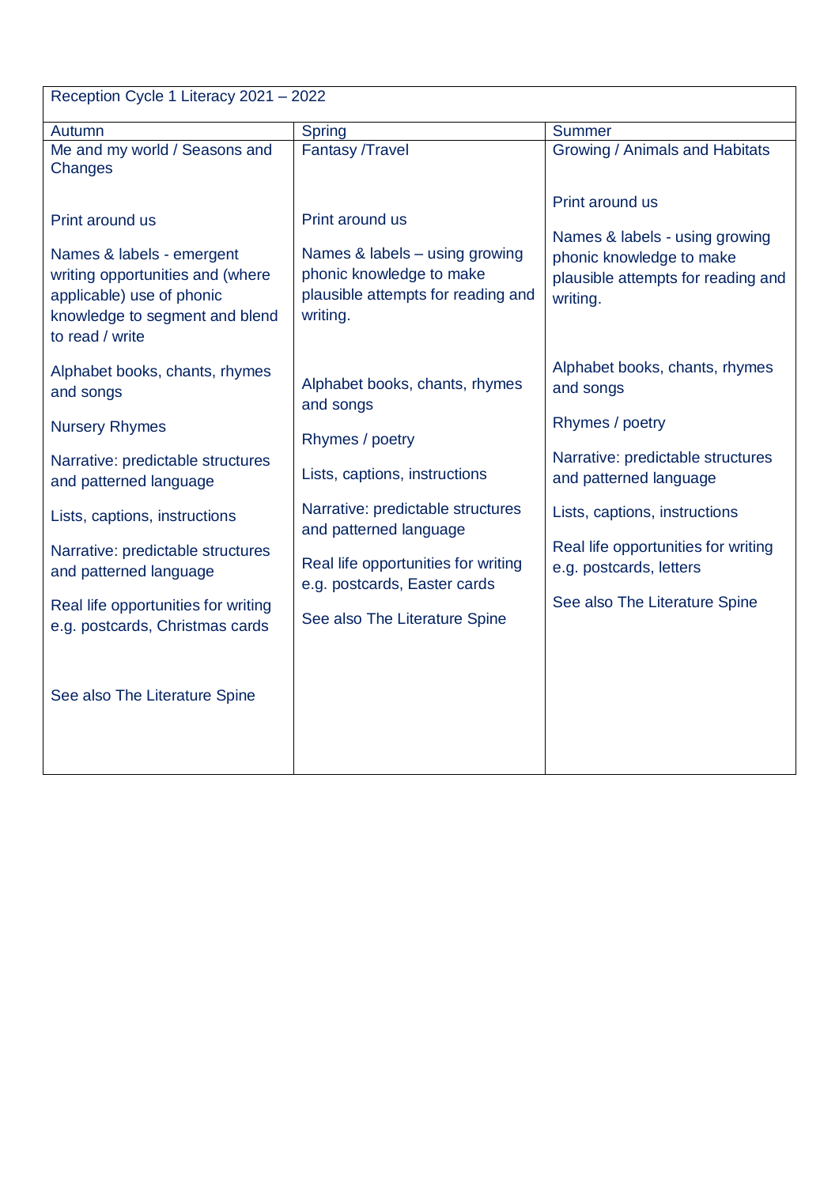| Reception Cycle 1 Literacy 2021 – 2022 | | |
|---|---|---|
| Autumn | Spring | Summer |
| Me and my world / Seasons and Changes<br><br>Print around us<br><br>Names & labels - emergent writing opportunities and (where applicable) use of phonic knowledge to segment and blend to read / write<br><br>Alphabet books, chants, rhymes and songs<br><br>Nursery Rhymes<br><br>Narrative: predictable structures and patterned language<br><br>Lists, captions, instructions<br><br>Narrative: predictable structures and patterned language<br><br>Real life opportunities for writing e.g. postcards, Christmas cards<br><br>See also The Literature Spine | Fantasy /Travel<br><br>Print around us<br><br>Names & labels – using growing phonic knowledge to make plausible attempts for reading and writing.<br><br>Alphabet books, chants, rhymes and songs<br><br>Rhymes / poetry<br><br>Lists, captions, instructions<br><br>Narrative: predictable structures and patterned language<br><br>Real life opportunities for writing e.g. postcards, Easter cards<br><br>See also The Literature Spine | Growing / Animals and Habitats<br><br>Print around us<br><br>Names & labels - using growing phonic knowledge to make plausible attempts for reading and writing.<br><br>Alphabet books, chants, rhymes and songs<br><br>Rhymes / poetry<br><br>Narrative: predictable structures and patterned language<br><br>Lists, captions, instructions<br><br>Real life opportunities for writing e.g. postcards, letters<br><br>See also The Literature Spine |